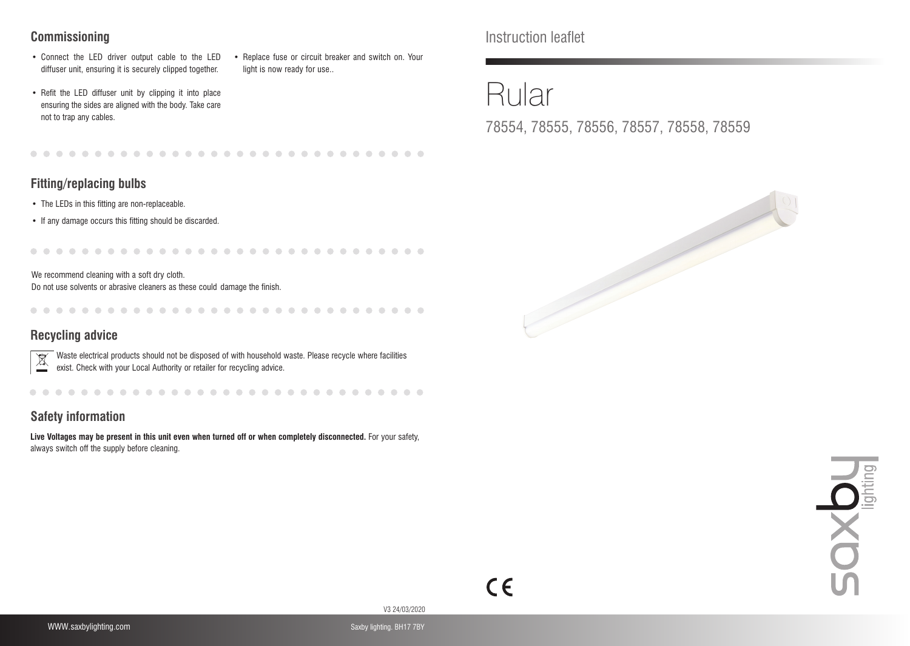# Instruction leaflet

# Rular

78554, 78555, 78556, 78557, 78558, 78559

## Commissioning

- Connect the LED driver output cable to the LED diffuser unit, ensuring it is securely clipped together.
- Refit the LED diffuser unit by clipping it into place ensuring the sides are aligned with the body. Take care not to trap any cables.
- Replace fuse or circuit breaker and switch on. Your light is now ready for use..

## Fitting/replacing bulbs

- The LEDs in this fitting are non-replaceable.
- If any damage occurs this fitting should be discarded.

We recommend cleaning with a soft dry cloth.
Do not use solvents or abrasive cleaners as these could damage the finish.

## Recycling advice

Waste electrical products should not be disposed of with household waste. Please recycle where facilities exist. Check with your Local Authority or retailer for recycling advice.

## Safety information

**Live Voltages may be present in this unit even when turned off or when completely disconnected.** For your safety, always switch off the supply before cleaning.

CE

V3 24/03/2020

WWW.saxbylighting.com

Saxby lighting. BH17 7BY

saxby lighting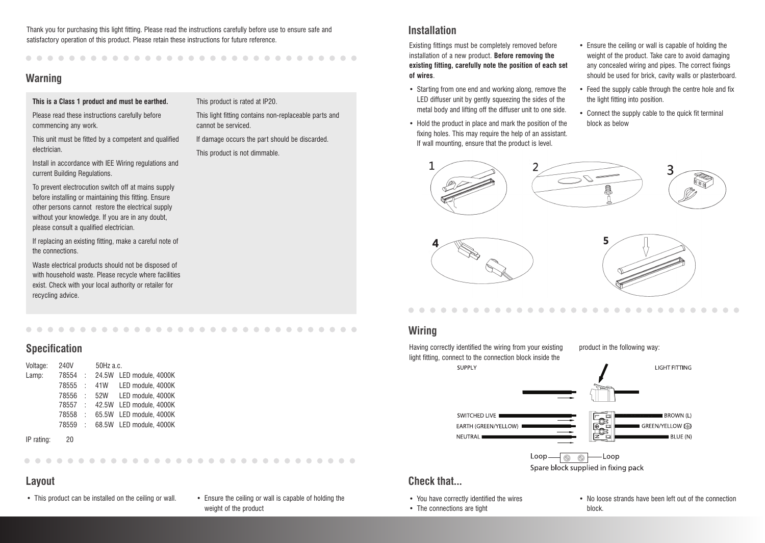Thank you for purchasing this light fitting. Please read the instructions carefully before use to ensure safe and satisfactory operation of this product. Please retain these instructions for future reference.

## Warning

**This is a Class 1 product and must be earthed.**

Please read these instructions carefully before commencing any work.

This unit must be fitted by a competent and qualified electrician.

Install in accordance with IEE Wiring regulations and current Building Regulations.

To prevent electrocution switch off at mains supply before installing or maintaining this fitting. Ensure other persons cannot restore the electrical supply without your knowledge. If you are in any doubt, please consult a qualified electrician.

If replacing an existing fitting, make a careful note of the connections.

Waste electrical products should not be disposed of with household waste. Please recycle where facilities exist. Check with your local authority or retailer for recycling advice.

This product is rated at IP20.

This light fitting contains non-replaceable parts and cannot be serviced.

If damage occurs the part should be discarded.

This product is not dimmable.

## Specification

| | | | | |
|---|---|---|---|---|
| Voltage: | 240V | | 50Hz a.c. | |
| Lamp: | 78554 | : | 24.5W | LED module, 4000K |
| | 78555 | : | 41W | LED module, 4000K |
| | 78556 | : | 52W | LED module, 4000K |
| | 78557 | : | 42.5W | LED module, 4000K |
| | 78558 | : | 65.5W | LED module, 4000K |
| | 78559 | : | 68.5W | LED module, 4000K |

IP rating: 20

## Layout

- This product can be installed on the ceiling or wall.
- Ensure the ceiling or wall is capable of holding the weight of the product

## Installation

Existing fittings must be completely removed before installation of a new product. **Before removing the existing fitting, carefully note the position of each set of wires**.

- Starting from one end and working along, remove the LED diffuser unit by gently squeezing the sides of the metal body and lifting off the diffuser unit to one side.
- Hold the product in place and mark the position of the fixing holes. This may require the help of an assistant. If wall mounting, ensure that the product is level.
- Ensure the ceiling or wall is capable of holding the weight of the product. Take care to avoid damaging any concealed wiring and pipes. The correct fixings should be used for brick, cavity walls or plasterboard.
- Feed the supply cable through the centre hole and fix the light fitting into position.
- Connect the supply cable to the quick fit terminal block as below

1 2 3 4 5

## Wiring

Having correctly identified the wiring from your existing light fitting, connect to the connection block inside the product in the following way:

SUPPLY
LIGHT FITTING
SWITCHED LIVE
EARTH (GREEN/YELLOW)
NEUTRAL
BROWN (L)
GREEN/YELLOW
BLUE (N)
Loop
Loop
Spare block supplied in fixing pack

## Check that...

- You have correctly identified the wires
- The connections are tight
- No loose strands have been left out of the connection block.